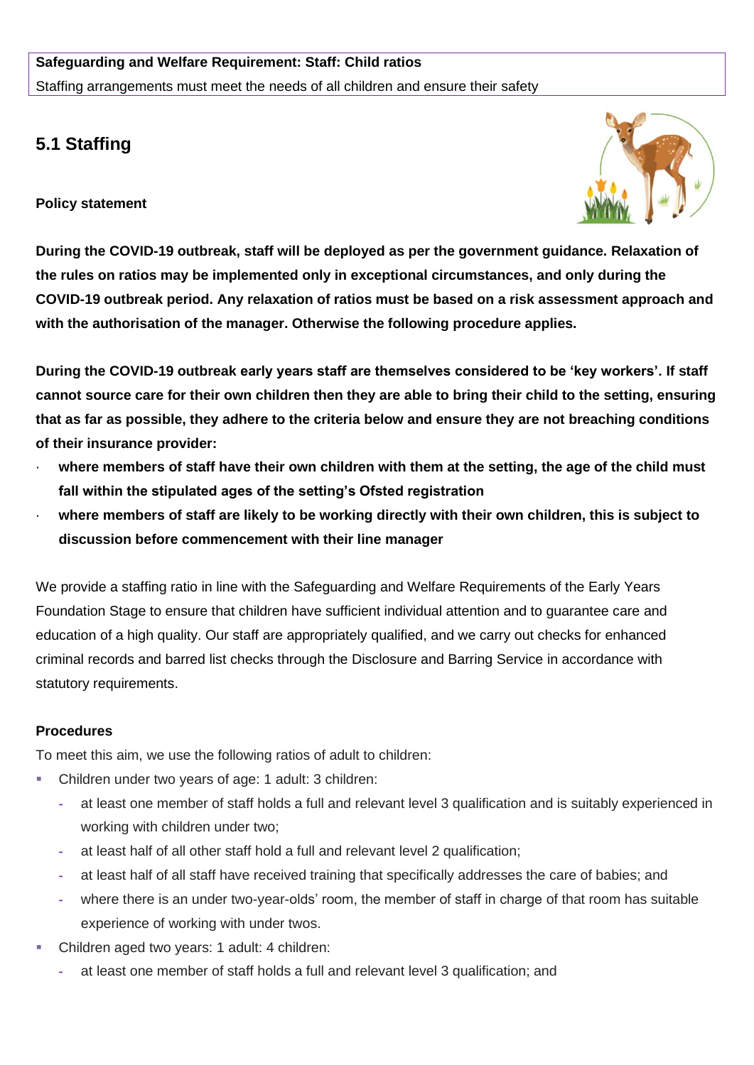**Safeguarding and Welfare Requirement: Staff: Child ratios**
Staffing arrangements must meet the needs of all children and ensure their safety

## 5.1 Staffing

**Policy statement**

**During the COVID-19 outbreak, staff will be deployed as per the government guidance. Relaxation of the rules on ratios may be implemented only in exceptional circumstances, and only during the COVID-19 outbreak period. Any relaxation of ratios must be based on a risk assessment approach and with the authorisation of the manager. Otherwise the following procedure applies.**

**During the COVID-19 outbreak early years staff are themselves considered to be 'key workers'. If staff cannot source care for their own children then they are able to bring their child to the setting, ensuring that as far as possible, they adhere to the criteria below and ensure they are not breaching conditions of their insurance provider:**

- **where members of staff have their own children with them at the setting, the age of the child must fall within the stipulated ages of the setting's Ofsted registration**
- **where members of staff are likely to be working directly with their own children, this is subject to discussion before commencement with their line manager**

We provide a staffing ratio in line with the Safeguarding and Welfare Requirements of the Early Years Foundation Stage to ensure that children have sufficient individual attention and to guarantee care and education of a high quality. Our staff are appropriately qualified, and we carry out checks for enhanced criminal records and barred list checks through the Disclosure and Barring Service in accordance with statutory requirements.

**Procedures**

To meet this aim, we use the following ratios of adult to children:

- Children under two years of age: 1 adult: 3 children:
  - at least one member of staff holds a full and relevant level 3 qualification and is suitably experienced in working with children under two;
  - at least half of all other staff hold a full and relevant level 2 qualification;
  - at least half of all staff have received training that specifically addresses the care of babies; and
  - where there is an under two-year-olds' room, the member of staff in charge of that room has suitable experience of working with under twos.
- Children aged two years: 1 adult: 4 children:
  - at least one member of staff holds a full and relevant level 3 qualification; and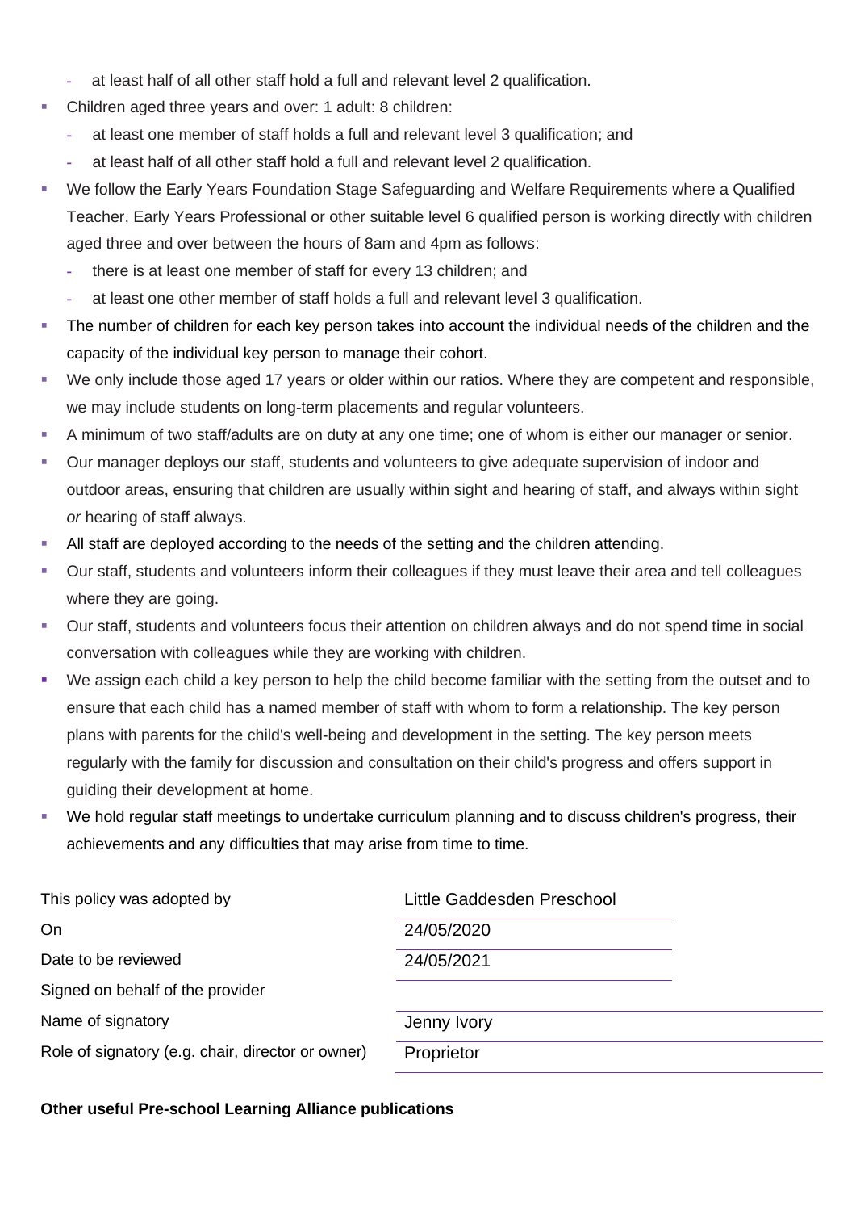- at least half of all other staff hold a full and relevant level 2 qualification.
- Children aged three years and over: 1 adult: 8 children:
  - at least one member of staff holds a full and relevant level 3 qualification; and
  - at least half of all other staff hold a full and relevant level 2 qualification.
- We follow the Early Years Foundation Stage Safeguarding and Welfare Requirements where a Qualified Teacher, Early Years Professional or other suitable level 6 qualified person is working directly with children aged three and over between the hours of 8am and 4pm as follows:
  - there is at least one member of staff for every 13 children; and
  - at least one other member of staff holds a full and relevant level 3 qualification.
- The number of children for each key person takes into account the individual needs of the children and the capacity of the individual key person to manage their cohort.
- We only include those aged 17 years or older within our ratios. Where they are competent and responsible, we may include students on long-term placements and regular volunteers.
- A minimum of two staff/adults are on duty at any one time; one of whom is either our manager or senior.
- Our manager deploys our staff, students and volunteers to give adequate supervision of indoor and outdoor areas, ensuring that children are usually within sight and hearing of staff, and always within sight *or* hearing of staff always.
- All staff are deployed according to the needs of the setting and the children attending.
- Our staff, students and volunteers inform their colleagues if they must leave their area and tell colleagues where they are going.
- Our staff, students and volunteers focus their attention on children always and do not spend time in social conversation with colleagues while they are working with children.
- We assign each child a key person to help the child become familiar with the setting from the outset and to ensure that each child has a named member of staff with whom to form a relationship. The key person plans with parents for the child's well-being and development in the setting. The key person meets regularly with the family for discussion and consultation on their child's progress and offers support in guiding their development at home.
- We hold regular staff meetings to undertake curriculum planning and to discuss children's progress, their achievements and any difficulties that may arise from time to time.

| | |
|---|---|
| This policy was adopted by | Little Gaddesden Preschool |
| On | 24/05/2020 |
| Date to be reviewed | 24/05/2021 |
| Signed on behalf of the provider | |
| Name of signatory | Jenny Ivory |
| Role of signatory (e.g. chair, director or owner) | Proprietor |

**Other useful Pre-school Learning Alliance publications**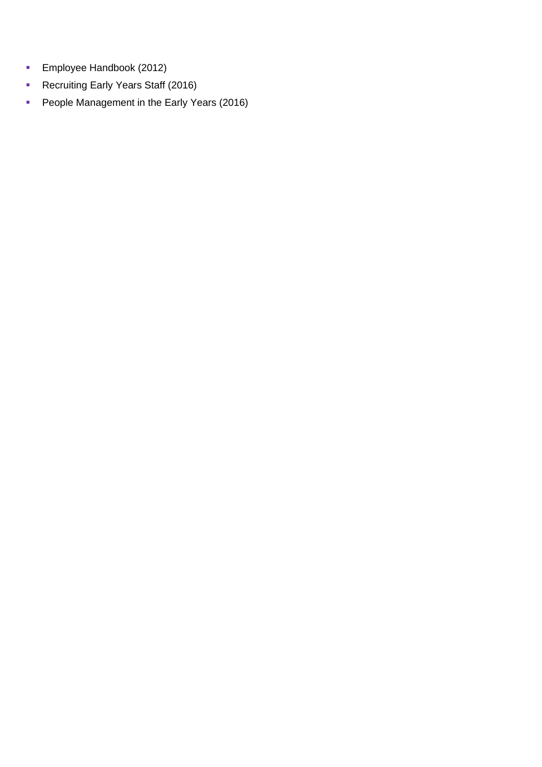- Employee Handbook (2012)
- Recruiting Early Years Staff (2016)
- People Management in the Early Years (2016)